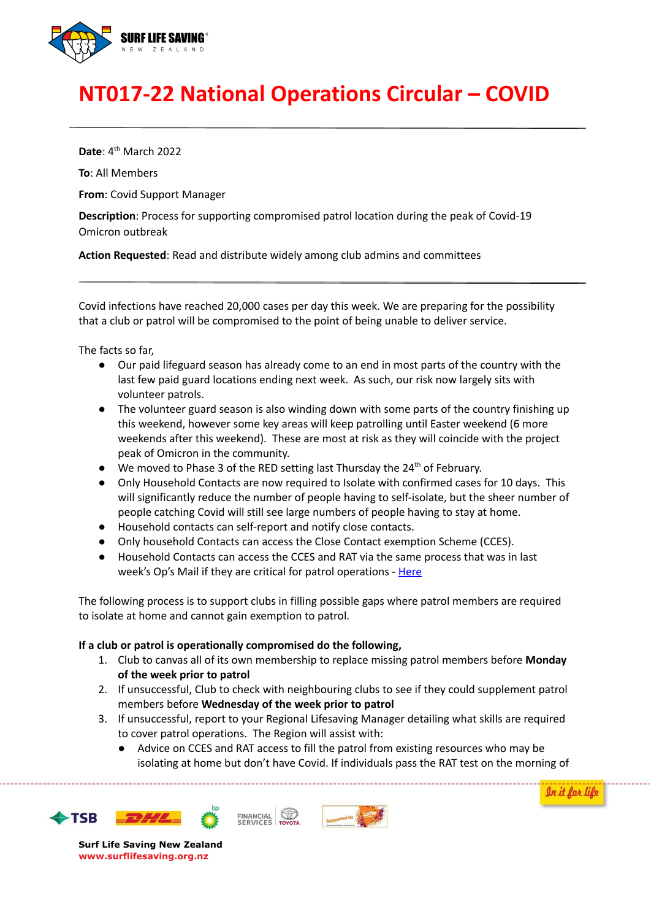# NT017-22 National Operations Circular – COVID

---

**Date**: 4th March 2022

**To**: All Members

**From**: Covid Support Manager

**Description**: Process for supporting compromised patrol location during the peak of Covid-19 Omicron outbreak

**Action Requested**: Read and distribute widely among club admins and committees

---

Covid infections have reached 20,000 cases per day this week. We are preparing for the possibility that a club or patrol will be compromised to the point of being unable to deliver service.

The facts so far,

- Our paid lifeguard season has already come to an end in most parts of the country with the last few paid guard locations ending next week. As such, our risk now largely sits with volunteer patrols.
- The volunteer guard season is also winding down with some parts of the country finishing up this weekend, however some key areas will keep patrolling until Easter weekend (6 more weekends after this weekend). These are most at risk as they will coincide with the project peak of Omicron in the community.
- We moved to Phase 3 of the RED setting last Thursday the 24th of February.
- Only Household Contacts are now required to Isolate with confirmed cases for 10 days. This will significantly reduce the number of people having to self-isolate, but the sheer number of people catching Covid will still see large numbers of people having to stay at home.
- Household contacts can self-report and notify close contacts.
- Only household Contacts can access the Close Contact exemption Scheme (CCES).
- Household Contacts can access the CCES and RAT via the same process that was in last week's Op's Mail if they are critical for patrol operations - Here

The following process is to support clubs in filling possible gaps where patrol members are required to isolate at home and cannot gain exemption to patrol.

**If a club or patrol is operationally compromised do the following,**

1. Club to canvas all of its own membership to replace missing patrol members before **Monday of the week prior to patrol**
2. If unsuccessful, Club to check with neighbouring clubs to see if they could supplement patrol members before **Wednesday of the week prior to patrol**
3. If unsuccessful, report to your Regional Lifesaving Manager detailing what skills are required to cover patrol operations. The Region will assist with:
   - Advice on CCES and RAT access to fill the patrol from existing resources who may be isolating at home but don't have Covid. If individuals pass the RAT test on the morning of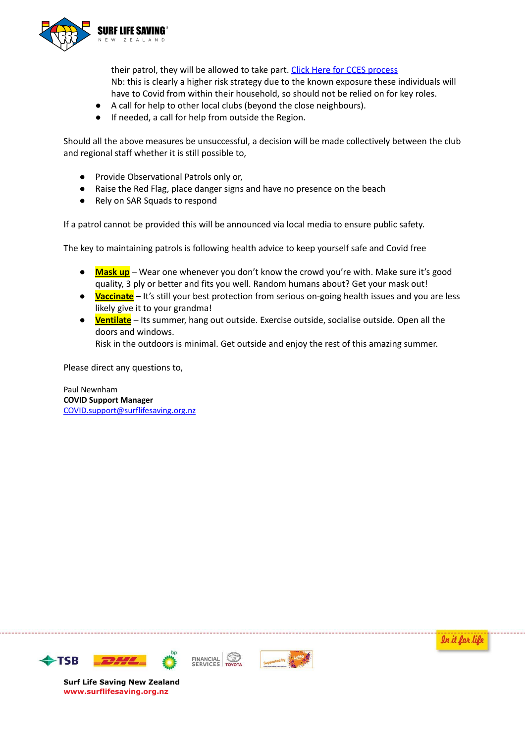their patrol, they will be allowed to take part. [Click Here for CCES process]
Nb: this is clearly a higher risk strategy due to the known exposure these individuals will have to Covid from within their household, so should not be relied on for key roles.

- A call for help to other local clubs (beyond the close neighbours).
- If needed, a call for help from outside the Region.

Should all the above measures be unsuccessful, a decision will be made collectively between the club and regional staff whether it is still possible to,

- Provide Observational Patrols only or,
- Raise the Red Flag, place danger signs and have no presence on the beach
- Rely on SAR Squads to respond

If a patrol cannot be provided this will be announced via local media to ensure public safety.

The key to maintaining patrols is following health advice to keep yourself safe and Covid free

- **Mask up** – Wear one whenever you don't know the crowd you're with. Make sure it's good quality, 3 ply or better and fits you well. Random humans about? Get your mask out!
- **Vaccinate** – It's still your best protection from serious on-going health issues and you are less likely give it to your grandma!
- **Ventilate** – Its summer, hang out outside. Exercise outside, socialise outside. Open all the doors and windows.
  Risk in the outdoors is minimal. Get outside and enjoy the rest of this amazing summer.

Please direct any questions to,

Paul Newnham
**COVID Support Manager**
COVID.support@surflifesaving.org.nz